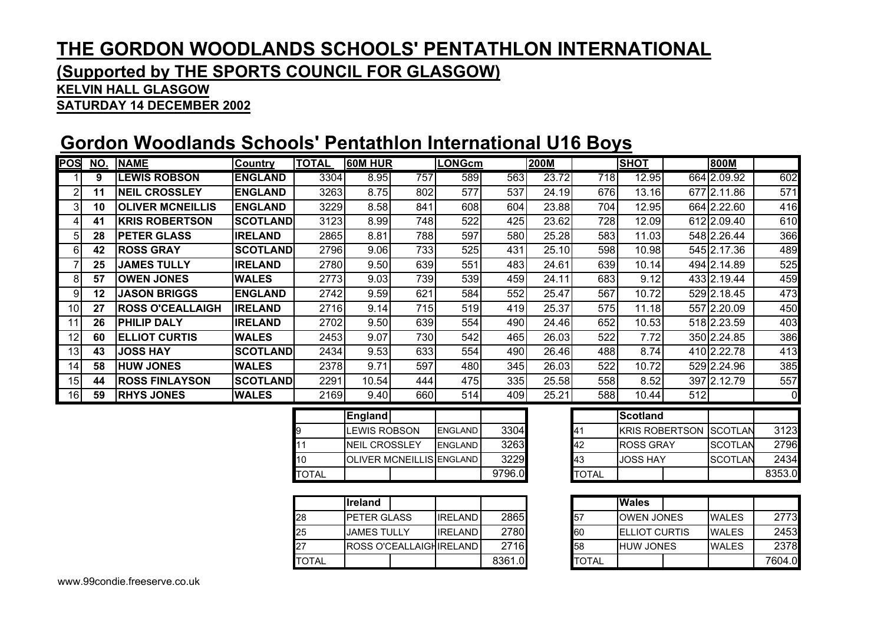# THE GORDON WOODLANDS SCHOOLS' PENTATHLON INTERNATIONAL

## (Supported by THE SPORTS COUNCIL FOR GLASGOW)

**KELVIN HALL GLASGOW**

**SATURDAY 14 DECEMBER 2002**

## Gordon Woodlands Schools' Pentathlon International U16 Boys

| POS | NO. | NAME | Country | TOTAL | 60M HUR | | LONGcm | | 200M | | SHOT | | 800M | |
|---|---|---|---|---|---|---|---|---|---|---|---|---|---|---|
| 1 | 9 | LEWIS ROBSON | ENGLAND | 3304 | 8.95 | 757 | 589 | 563 | 23.72 | 718 | 12.95 | 664 | 2.09.92 | 602 |
| 2 | 11 | NEIL CROSSLEY | ENGLAND | 3263 | 8.75 | 802 | 577 | 537 | 24.19 | 676 | 13.16 | 677 | 2.11.86 | 571 |
| 3 | 10 | OLIVER MCNEILLIS | ENGLAND | 3229 | 8.58 | 841 | 608 | 604 | 23.88 | 704 | 12.95 | 664 | 2.22.60 | 416 |
| 4 | 41 | KRIS ROBERTSON | SCOTLAND | 3123 | 8.99 | 748 | 522 | 425 | 23.62 | 728 | 12.09 | 612 | 2.09.40 | 610 |
| 5 | 28 | PETER GLASS | IRELAND | 2865 | 8.81 | 788 | 597 | 580 | 25.28 | 583 | 11.03 | 548 | 2.26.44 | 366 |
| 6 | 42 | ROSS GRAY | SCOTLAND | 2796 | 9.06 | 733 | 525 | 431 | 25.10 | 598 | 10.98 | 545 | 2.17.36 | 489 |
| 7 | 25 | JAMES TULLY | IRELAND | 2780 | 9.50 | 639 | 551 | 483 | 24.61 | 639 | 10.14 | 494 | 2.14.89 | 525 |
| 8 | 57 | OWEN JONES | WALES | 2773 | 9.03 | 739 | 539 | 459 | 24.11 | 683 | 9.12 | 433 | 2.19.44 | 459 |
| 9 | 12 | JASON BRIGGS | ENGLAND | 2742 | 9.59 | 621 | 584 | 552 | 25.47 | 567 | 10.72 | 529 | 2.18.45 | 473 |
| 10 | 27 | ROSS O'CEALLAIGH | IRELAND | 2716 | 9.14 | 715 | 519 | 419 | 25.37 | 575 | 11.18 | 557 | 2.20.09 | 450 |
| 11 | 26 | PHILIP DALY | IRELAND | 2702 | 9.50 | 639 | 554 | 490 | 24.46 | 652 | 10.53 | 518 | 2.23.59 | 403 |
| 12 | 60 | ELLIOT CURTIS | WALES | 2453 | 9.07 | 730 | 542 | 465 | 26.03 | 522 | 7.72 | 350 | 2.24.85 | 386 |
| 13 | 43 | JOSS HAY | SCOTLAND | 2434 | 9.53 | 633 | 554 | 490 | 26.46 | 488 | 8.74 | 410 | 2.22.78 | 413 |
| 14 | 58 | HUW JONES | WALES | 2378 | 9.71 | 597 | 480 | 345 | 26.03 | 522 | 10.72 | 529 | 2.24.96 | 385 |
| 15 | 44 | ROSS FINLAYSON | SCOTLAND | 2291 | 10.54 | 444 | 475 | 335 | 25.58 | 558 | 8.52 | 397 | 2.12.79 | 557 |
| 16 | 59 | RHYS JONES | WALES | 2169 | 9.40 | 660 | 514 | 409 | 25.21 | 588 | 10.44 | 512 | | 0 |

| | England | | |
|---|---|---|---|
| 9 | LEWIS ROBSON | ENGLAND | 3304 |
| 11 | NEIL CROSSLEY | ENGLAND | 3263 |
| 10 | OLIVER MCNEILLIS | ENGLAND | 3229 |
| TOTAL | | | 9796.0 |

| | Scotland | | |
|---|---|---|---|
| 41 | KRIS ROBERTSON | SCOTLAN | 3123 |
| 42 | ROSS GRAY | SCOTLAN | 2796 |
| 43 | JOSS HAY | SCOTLAN | 2434 |
| TOTAL | | | 8353.0 |

| | Ireland | | |
|---|---|---|---|
| 28 | PETER GLASS | IRELAND | 2865 |
| 25 | JAMES TULLY | IRELAND | 2780 |
| 27 | ROSS O'CEALLAIGH | IRELAND | 2716 |
| TOTAL | | | 8361.0 |

| | Wales | | |
|---|---|---|---|
| 57 | OWEN JONES | WALES | 2773 |
| 60 | ELLIOT CURTIS | WALES | 2453 |
| 58 | HUW JONES | WALES | 2378 |
| TOTAL | | | 7604.0 |

www.99condie.freeserve.co.uk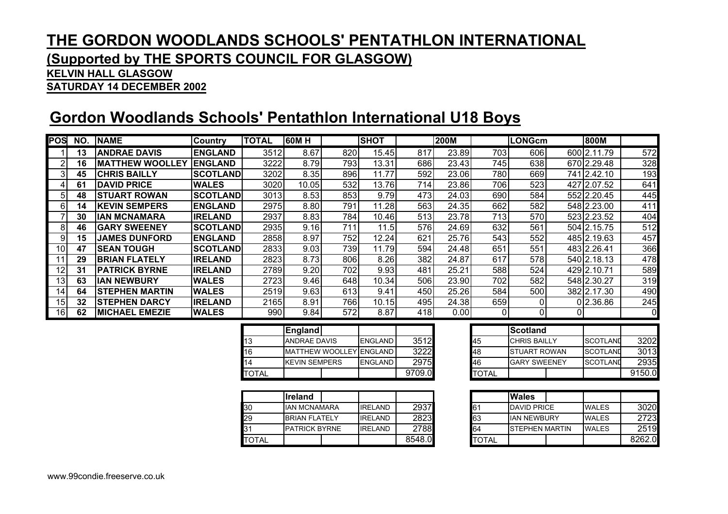# THE GORDON WOODLANDS SCHOOLS' PENTATHLON INTERNATIONAL

## (Supported by THE SPORTS COUNCIL FOR GLASGOW)

**KELVIN HALL GLASGOW**

**SATURDAY 14 DECEMBER 2002**

## Gordon Woodlands Schools' Pentathlon International U18 Boys

| POS | NO. | NAME | Country | TOTAL | 60M H | | SHOT | | 200M | | LONGcm | | 800M | |
|---|---|---|---|---|---|---|---|---|---|---|---|---|---|---|
| 1 | 13 | ANDRAE DAVIS | ENGLAND | 3512 | 8.67 | 820 | 15.45 | 817 | 23.89 | 703 | 606 | 600 | 2.11.79 | 572 |
| 2 | 16 | MATTHEW WOOLLEY | ENGLAND | 3222 | 8.79 | 793 | 13.31 | 686 | 23.43 | 745 | 638 | 670 | 2.29.48 | 328 |
| 3 | 45 | CHRIS BAILLY | SCOTLAND | 3202 | 8.35 | 896 | 11.77 | 592 | 23.06 | 780 | 669 | 741 | 2.42.10 | 193 |
| 4 | 61 | DAVID PRICE | WALES | 3020 | 10.05 | 532 | 13.76 | 714 | 23.86 | 706 | 523 | 427 | 2.07.52 | 641 |
| 5 | 48 | STUART ROWAN | SCOTLAND | 3013 | 8.53 | 853 | 9.79 | 473 | 24.03 | 690 | 584 | 552 | 2.20.45 | 445 |
| 6 | 14 | KEVIN SEMPERS | ENGLAND | 2975 | 8.80 | 791 | 11.28 | 563 | 24.35 | 662 | 582 | 548 | 2.23.00 | 411 |
| 7 | 30 | IAN MCNAMARA | IRELAND | 2937 | 8.83 | 784 | 10.46 | 513 | 23.78 | 713 | 570 | 523 | 2.23.52 | 404 |
| 8 | 46 | GARY SWEENEY | SCOTLAND | 2935 | 9.16 | 711 | 11.5 | 576 | 24.69 | 632 | 561 | 504 | 2.15.75 | 512 |
| 9 | 15 | JAMES DUNFORD | ENGLAND | 2858 | 8.97 | 752 | 12.24 | 621 | 25.76 | 543 | 552 | 485 | 2.19.63 | 457 |
| 10 | 47 | SEAN TOUGH | SCOTLAND | 2833 | 9.03 | 739 | 11.79 | 594 | 24.48 | 651 | 551 | 483 | 2.26.41 | 366 |
| 11 | 29 | BRIAN FLATELY | IRELAND | 2823 | 8.73 | 806 | 8.26 | 382 | 24.87 | 617 | 578 | 540 | 2.18.13 | 478 |
| 12 | 31 | PATRICK BYRNE | IRELAND | 2789 | 9.20 | 702 | 9.93 | 481 | 25.21 | 588 | 524 | 429 | 2.10.71 | 589 |
| 13 | 63 | IAN NEWBURY | WALES | 2723 | 9.46 | 648 | 10.34 | 506 | 23.90 | 702 | 582 | 548 | 2.30.27 | 319 |
| 14 | 64 | STEPHEN MARTIN | WALES | 2519 | 9.63 | 613 | 9.41 | 450 | 25.26 | 584 | 500 | 382 | 2.17.30 | 490 |
| 15 | 32 | STEPHEN DARCY | IRELAND | 2165 | 8.91 | 766 | 10.15 | 495 | 24.38 | 659 | 0 | 0 | 2.36.86 | 245 |
| 16 | 62 | MICHAEL EMEZIE | WALES | 990 | 9.84 | 572 | 8.87 | 418 | 0.00 | 0 | 0 | 0 | | 0 |

| | England | | |
|---|---|---|---|
| 13 | ANDRAE DAVIS | ENGLAND | 3512 |
| 16 | MATTHEW WOOLLEY | ENGLAND | 3222 |
| 14 | KEVIN SEMPERS | ENGLAND | 2975 |
| TOTAL | | | 9709.0 |

| | Scotland | | |
|---|---|---|---|
| 45 | CHRIS BAILLY | SCOTLAND | 3202 |
| 48 | STUART ROWAN | SCOTLAND | 3013 |
| 46 | GARY SWEENEY | SCOTLAND | 2935 |
| TOTAL | | | 9150.0 |

| | Ireland | | |
|---|---|---|---|
| 30 | IAN MCNAMARA | IRELAND | 2937 |
| 29 | BRIAN FLATELY | IRELAND | 2823 |
| 31 | PATRICK BYRNE | IRELAND | 2788 |
| TOTAL | | | 8548.0 |

| | Wales | | |
|---|---|---|---|
| 61 | DAVID PRICE | WALES | 3020 |
| 63 | IAN NEWBURY | WALES | 2723 |
| 64 | STEPHEN MARTIN | WALES | 2519 |
| TOTAL | | | 8262.0 |

www.99condie.freeserve.co.uk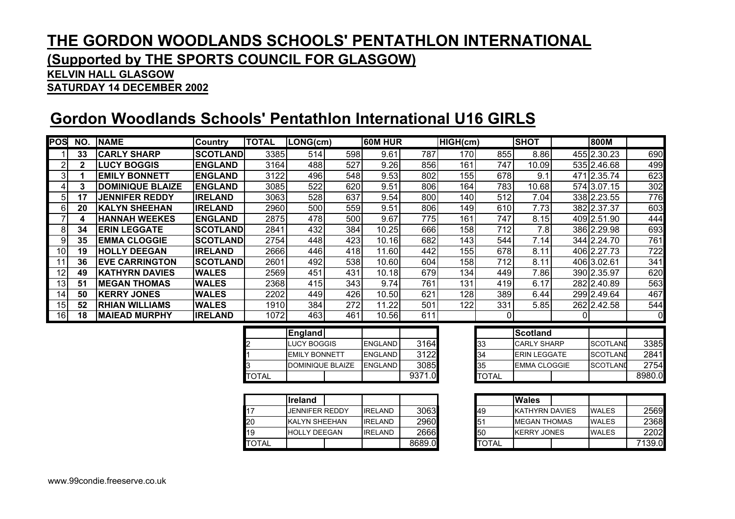# THE GORDON WOODLANDS SCHOOLS' PENTATHLON INTERNATIONAL

## (Supported by THE SPORTS COUNCIL FOR GLASGOW)

**KELVIN HALL GLASGOW**

**SATURDAY 14 DECEMBER 2002**

## Gordon Woodlands Schools' Pentathlon International U16 GIRLS

| POS | NO. | NAME | Country | TOTAL | LONG(cm) | | 60M HUR | | HIGH(cm) | | SHOT | | 800M | |
|---|---|---|---|---|---|---|---|---|---|---|---|---|---|---|
| 1 | 33 | CARLY SHARP | SCOTLAND | 3385 | 514 | 598 | 9.61 | 787 | 170 | 855 | 8.86 | 455 | 2.30.23 | 690 |
| 2 | 2 | LUCY BOGGIS | ENGLAND | 3164 | 488 | 527 | 9.26 | 856 | 161 | 747 | 10.09 | 535 | 2.46.68 | 499 |
| 3 | 1 | EMILY BONNETT | ENGLAND | 3122 | 496 | 548 | 9.53 | 802 | 155 | 678 | 9.1 | 471 | 2.35.74 | 623 |
| 4 | 3 | DOMINIQUE BLAIZE | ENGLAND | 3085 | 522 | 620 | 9.51 | 806 | 164 | 783 | 10.68 | 574 | 3.07.15 | 302 |
| 5 | 17 | JENNIFER REDDY | IRELAND | 3063 | 528 | 637 | 9.54 | 800 | 140 | 512 | 7.04 | 338 | 2.23.55 | 776 |
| 6 | 20 | KALYN SHEEHAN | IRELAND | 2960 | 500 | 559 | 9.51 | 806 | 149 | 610 | 7.73 | 382 | 2.37.37 | 603 |
| 7 | 4 | HANNAH WEEKES | ENGLAND | 2875 | 478 | 500 | 9.67 | 775 | 161 | 747 | 8.15 | 409 | 2.51.90 | 444 |
| 8 | 34 | ERIN LEGGATE | SCOTLAND | 2841 | 432 | 384 | 10.25 | 666 | 158 | 712 | 7.8 | 386 | 2.29.98 | 693 |
| 9 | 35 | EMMA CLOGGIE | SCOTLAND | 2754 | 448 | 423 | 10.16 | 682 | 143 | 544 | 7.14 | 344 | 2.24.70 | 761 |
| 10 | 19 | HOLLY DEEGAN | IRELAND | 2666 | 446 | 418 | 11.60 | 442 | 155 | 678 | 8.11 | 406 | 2.27.73 | 722 |
| 11 | 36 | EVE CARRINGTON | SCOTLAND | 2601 | 492 | 538 | 10.60 | 604 | 158 | 712 | 8.11 | 406 | 3.02.61 | 341 |
| 12 | 49 | KATHYRN DAVIES | WALES | 2569 | 451 | 431 | 10.18 | 679 | 134 | 449 | 7.86 | 390 | 2.35.97 | 620 |
| 13 | 51 | MEGAN THOMAS | WALES | 2368 | 415 | 343 | 9.74 | 761 | 131 | 419 | 6.17 | 282 | 2.40.89 | 563 |
| 14 | 50 | KERRY JONES | WALES | 2202 | 449 | 426 | 10.50 | 621 | 128 | 389 | 6.44 | 299 | 2.49.64 | 467 |
| 15 | 52 | RHIAN WILLIAMS | WALES | 1910 | 384 | 272 | 11.22 | 501 | 122 | 331 | 5.85 | 262 | 2.42.58 | 544 |
| 16 | 18 | MAIEAD MURPHY | IRELAND | 1072 | 463 | 461 | 10.56 | 611 | | 0 | | 0 | | 0 |

| | England | | |
|---|---|---|---|
| 2 | LUCY BOGGIS | ENGLAND | 3164 |
| 1 | EMILY BONNETT | ENGLAND | 3122 |
| 3 | DOMINIQUE BLAIZE | ENGLAND | 3085 |
| TOTAL | | | 9371.0 |

| | Scotland | | |
|---|---|---|---|
| 33 | CARLY SHARP | SCOTLAND | 3385 |
| 34 | ERIN LEGGATE | SCOTLAND | 2841 |
| 35 | EMMA CLOGGIE | SCOTLAND | 2754 |
| TOTAL | | | 8980.0 |

| | Ireland | | |
|---|---|---|---|
| 17 | JENNIFER REDDY | IRELAND | 3063 |
| 20 | KALYN SHEEHAN | IRELAND | 2960 |
| 19 | HOLLY DEEGAN | IRELAND | 2666 |
| TOTAL | | | 8689.0 |

| | Wales | | |
|---|---|---|---|
| 49 | KATHYRN DAVIES | WALES | 2569 |
| 51 | MEGAN THOMAS | WALES | 2368 |
| 50 | KERRY JONES | WALES | 2202 |
| TOTAL | | | 7139.0 |

www.99condie.freeserve.co.uk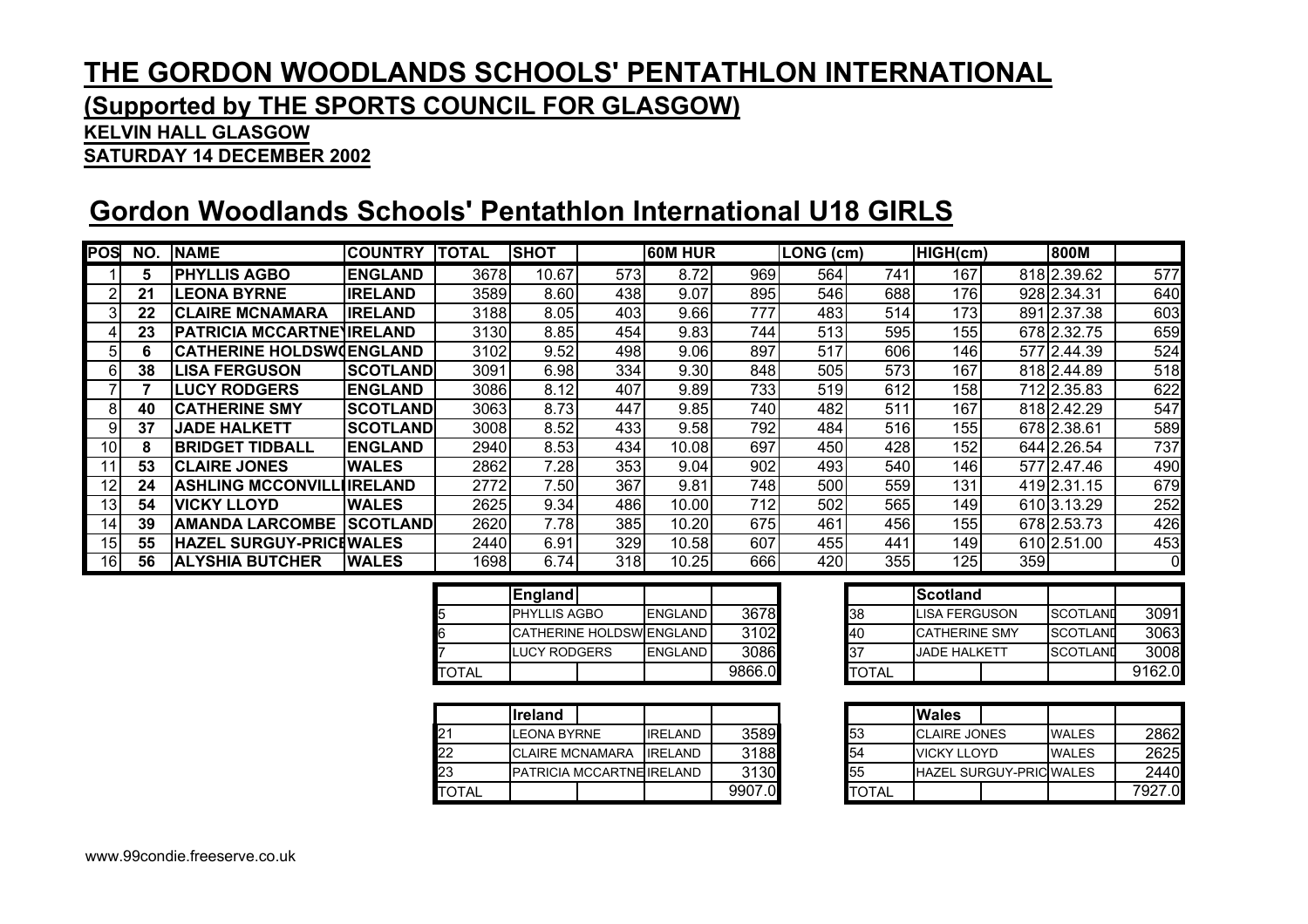# THE GORDON WOODLANDS SCHOOLS' PENTATHLON INTERNATIONAL

## (Supported by THE SPORTS COUNCIL FOR GLASGOW)

**KELVIN HALL GLASGOW**

**SATURDAY 14 DECEMBER 2002**

## Gordon Woodlands Schools' Pentathlon International U18 GIRLS

| POS | NO. | NAME | COUNTRY | TOTAL | SHOT | | 60M HUR | | LONG (cm) | | HIGH(cm) | | 800M | |
|---|---|---|---|---|---|---|---|---|---|---|---|---|---|---|
| 1 | 5 | PHYLLIS AGBO | ENGLAND | 3678 | 10.67 | 573 | 8.72 | 969 | 564 | 741 | 167 | 818 | 2.39.62 | 577 |
| 2 | 21 | LEONA BYRNE | IRELAND | 3589 | 8.60 | 438 | 9.07 | 895 | 546 | 688 | 176 | 928 | 2.34.31 | 640 |
| 3 | 22 | CLAIRE MCNAMARA | IRELAND | 3188 | 8.05 | 403 | 9.66 | 777 | 483 | 514 | 173 | 891 | 2.37.38 | 603 |
| 4 | 23 | PATRICIA MCCARTNEY | IRELAND | 3130 | 8.85 | 454 | 9.83 | 744 | 513 | 595 | 155 | 678 | 2.32.75 | 659 |
| 5 | 6 | CATHERINE HOLDSWO | ENGLAND | 3102 | 9.52 | 498 | 9.06 | 897 | 517 | 606 | 146 | 577 | 2.44.39 | 524 |
| 6 | 38 | LISA FERGUSON | SCOTLAND | 3091 | 6.98 | 334 | 9.30 | 848 | 505 | 573 | 167 | 818 | 2.44.89 | 518 |
| 7 | 7 | LUCY RODGERS | ENGLAND | 3086 | 8.12 | 407 | 9.89 | 733 | 519 | 612 | 158 | 712 | 2.35.83 | 622 |
| 8 | 40 | CATHERINE SMY | SCOTLAND | 3063 | 8.73 | 447 | 9.85 | 740 | 482 | 511 | 167 | 818 | 2.42.29 | 547 |
| 9 | 37 | JADE HALKETT | SCOTLAND | 3008 | 8.52 | 433 | 9.58 | 792 | 484 | 516 | 155 | 678 | 2.38.61 | 589 |
| 10 | 8 | BRIDGET TIDBALL | ENGLAND | 2940 | 8.53 | 434 | 10.08 | 697 | 450 | 428 | 152 | 644 | 2.26.54 | 737 |
| 11 | 53 | CLAIRE JONES | WALES | 2862 | 7.28 | 353 | 9.04 | 902 | 493 | 540 | 146 | 577 | 2.47.46 | 490 |
| 12 | 24 | ASHLING MCCONVILLI | IRELAND | 2772 | 7.50 | 367 | 9.81 | 748 | 500 | 559 | 131 | 419 | 2.31.15 | 679 |
| 13 | 54 | VICKY LLOYD | WALES | 2625 | 9.34 | 486 | 10.00 | 712 | 502 | 565 | 149 | 610 | 3.13.29 | 252 |
| 14 | 39 | AMANDA LARCOMBE | SCOTLAND | 2620 | 7.78 | 385 | 10.20 | 675 | 461 | 456 | 155 | 678 | 2.53.73 | 426 |
| 15 | 55 | HAZEL SURGUY-PRICE | WALES | 2440 | 6.91 | 329 | 10.58 | 607 | 455 | 441 | 149 | 610 | 2.51.00 | 453 |
| 16 | 56 | ALYSHIA BUTCHER | WALES | 1698 | 6.74 | 318 | 10.25 | 666 | 420 | 355 | 125 | 359 | | 0 |

| | England | | |
|---|---|---|---|
| 5 | PHYLLIS AGBO | ENGLAND | 3678 |
| 6 | CATHERINE HOLDSW | ENGLAND | 3102 |
| 7 | LUCY RODGERS | ENGLAND | 3086 |
| TOTAL | | | 9866.0 |

| | Scotland | | |
|---|---|---|---|
| 38 | LISA FERGUSON | SCOTLAND | 3091 |
| 40 | CATHERINE SMY | SCOTLAND | 3063 |
| 37 | JADE HALKETT | SCOTLAND | 3008 |
| TOTAL | | | 9162.0 |

| | Ireland | | |
|---|---|---|---|
| 21 | LEONA BYRNE | IRELAND | 3589 |
| 22 | CLAIRE MCNAMARA | IRELAND | 3188 |
| 23 | PATRICIA MCCARTNE | IRELAND | 3130 |
| TOTAL | | | 9907.0 |

| | Wales | | |
|---|---|---|---|
| 53 | CLAIRE JONES | WALES | 2862 |
| 54 | VICKY LLOYD | WALES | 2625 |
| 55 | HAZEL SURGUY-PRIC | WALES | 2440 |
| TOTAL | | | 7927.0 |

www.99condie.freeserve.co.uk